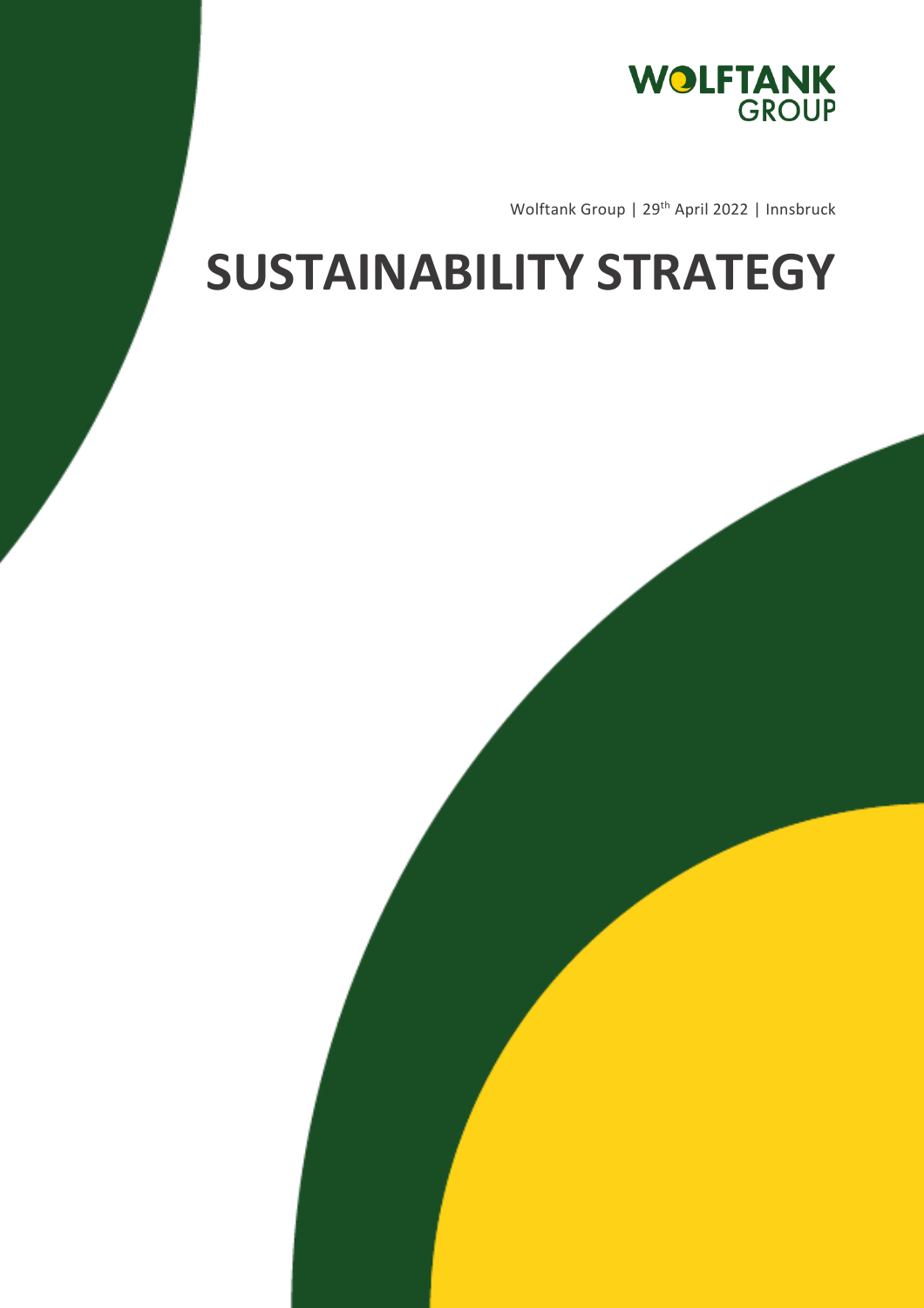WOLFTANK GROUP

Wolftank Group | 29th April 2022 | Innsbruck

# SUSTAINABILITY STRATEGY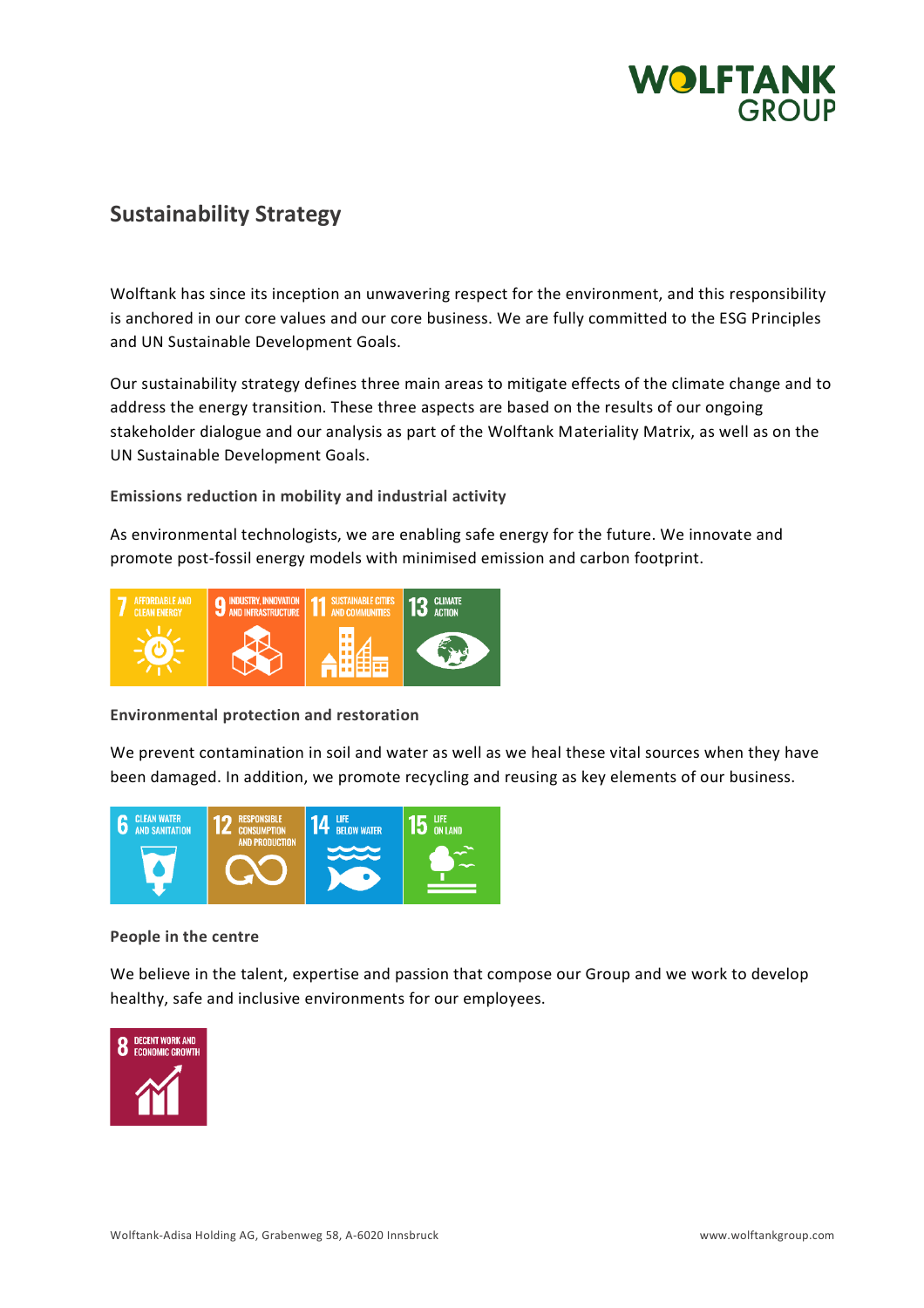## Sustainability Strategy

Wolftank has since its inception an unwavering respect for the environment, and this responsibility is anchored in our core values and our core business. We are fully committed to the ESG Principles and UN Sustainable Development Goals.

Our sustainability strategy defines three main areas to mitigate effects of the climate change and to address the energy transition. These three aspects are based on the results of our ongoing stakeholder dialogue and our analysis as part of the Wolftank Materiality Matrix, as well as on the UN Sustainable Development Goals.

### Emissions reduction in mobility and industrial activity

As environmental technologists, we are enabling safe energy for the future. We innovate and promote post-fossil energy models with minimised emission and carbon footprint.

7 AFFORDABLE AND CLEAN ENERGY
9 INDUSTRY, INNOVATION AND INFRASTRUCTURE
11 SUSTAINABLE CITIES AND COMMUNITIES
13 CLIMATE ACTION

### Environmental protection and restoration

We prevent contamination in soil and water as well as we heal these vital sources when they have been damaged. In addition, we promote recycling and reusing as key elements of our business.

6 CLEAN WATER AND SANITATION
12 RESPONSIBLE CONSUMPTION AND PRODUCTION
14 LIFE BELOW WATER
15 LIFE ON LAND

### People in the centre

We believe in the talent, expertise and passion that compose our Group and we work to develop healthy, safe and inclusive environments for our employees.

8 DECENT WORK AND ECONOMIC GROWTH